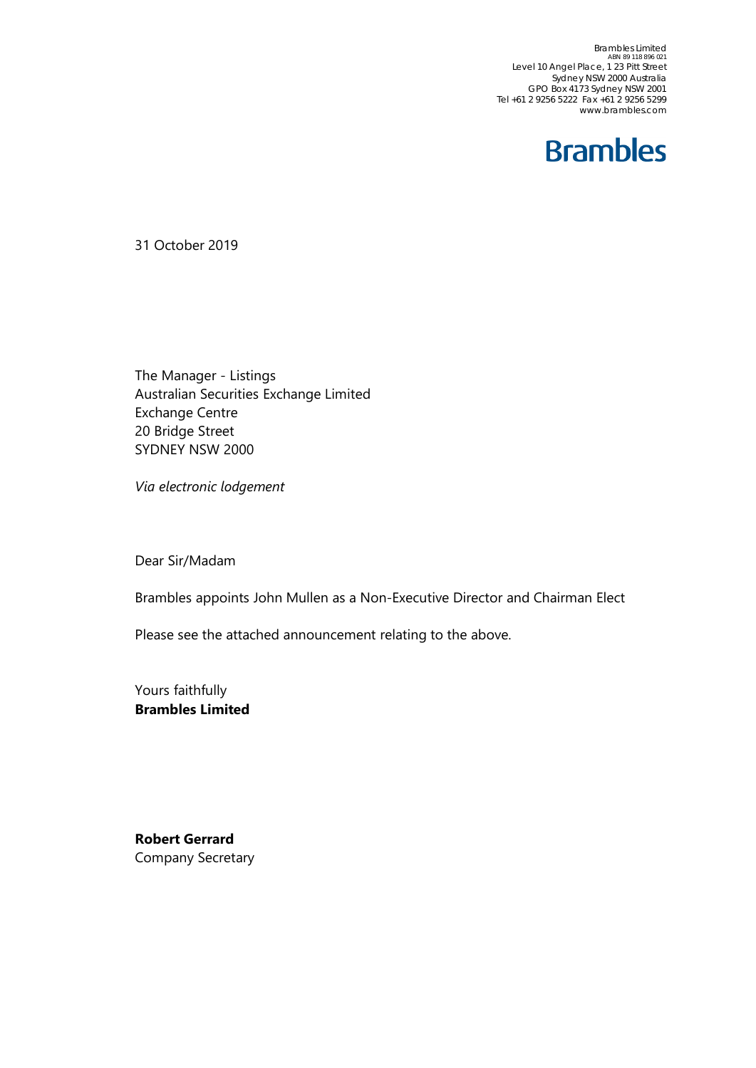Brambles Limited
ABN 89 118 896 021
Level 10 Angel Place, 123 Pitt Street
Sydney NSW 2000 Australia
GPO Box 4173 Sydney NSW 2001
Tel +61 2 9256 5222 Fax +61 2 9256 5299
www.brambles.com

**Brambles**

31 October 2019

The Manager - Listings
Australian Securities Exchange Limited
Exchange Centre
20 Bridge Street
SYDNEY NSW 2000

*Via electronic lodgement*

Dear Sir/Madam

Brambles appoints John Mullen as a Non-Executive Director and Chairman Elect

Please see the attached announcement relating to the above.

Yours faithfully
**Brambles Limited**

**Robert Gerrard**
Company Secretary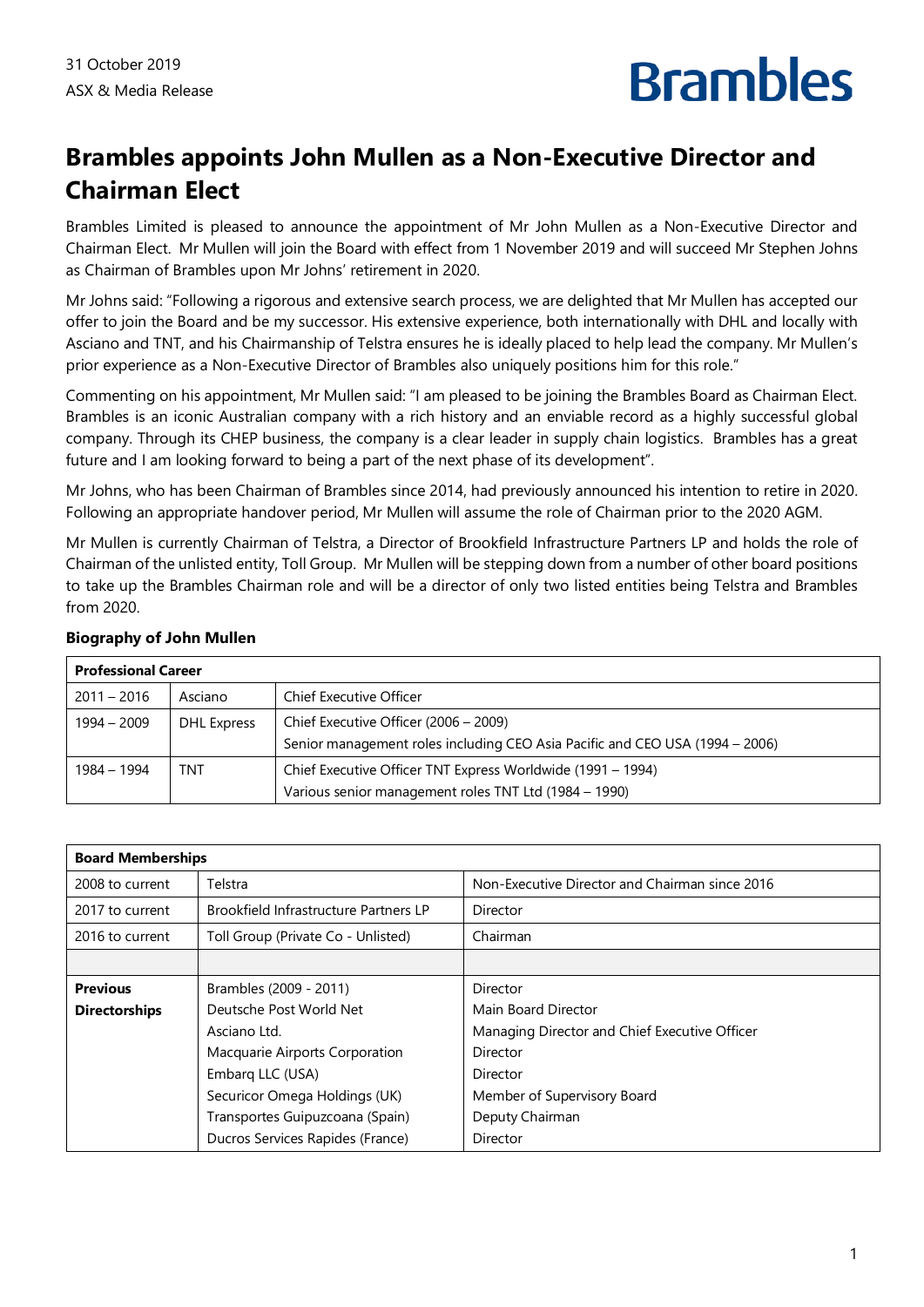31 October 2019
ASX & Media Release

Brambles

# Brambles appoints John Mullen as a Non-Executive Director and Chairman Elect

Brambles Limited is pleased to announce the appointment of Mr John Mullen as a Non-Executive Director and Chairman Elect. Mr Mullen will join the Board with effect from 1 November 2019 and will succeed Mr Stephen Johns as Chairman of Brambles upon Mr Johns' retirement in 2020.

Mr Johns said: "Following a rigorous and extensive search process, we are delighted that Mr Mullen has accepted our offer to join the Board and be my successor. His extensive experience, both internationally with DHL and locally with Asciano and TNT, and his Chairmanship of Telstra ensures he is ideally placed to help lead the company. Mr Mullen's prior experience as a Non-Executive Director of Brambles also uniquely positions him for this role."

Commenting on his appointment, Mr Mullen said: "I am pleased to be joining the Brambles Board as Chairman Elect. Brambles is an iconic Australian company with a rich history and an enviable record as a highly successful global company. Through its CHEP business, the company is a clear leader in supply chain logistics. Brambles has a great future and I am looking forward to being a part of the next phase of its development".

Mr Johns, who has been Chairman of Brambles since 2014, had previously announced his intention to retire in 2020. Following an appropriate handover period, Mr Mullen will assume the role of Chairman prior to the 2020 AGM.

Mr Mullen is currently Chairman of Telstra, a Director of Brookfield Infrastructure Partners LP and holds the role of Chairman of the unlisted entity, Toll Group. Mr Mullen will be stepping down from a number of other board positions to take up the Brambles Chairman role and will be a director of only two listed entities being Telstra and Brambles from 2020.

### Biography of John Mullen

| **Professional Career** | | |
|---|---|---|
| 2011 – 2016 | Asciano | Chief Executive Officer |
| 1994 – 2009 | DHL Express | Chief Executive Officer (2006 – 2009)<br>Senior management roles including CEO Asia Pacific and CEO USA (1994 – 2006) |
| 1984 – 1994 | TNT | Chief Executive Officer TNT Express Worldwide (1991 – 1994)<br>Various senior management roles TNT Ltd (1984 – 1990) |

| **Board Memberships** | | |
|---|---|---|
| 2008 to current | Telstra | Non-Executive Director and Chairman since 2016 |
| 2017 to current | Brookfield Infrastructure Partners LP | Director |
| 2016 to current | Toll Group (Private Co - Unlisted) | Chairman |
| | | |
| **Previous Directorships** | Brambles (2009 - 2011)<br>Deutsche Post World Net<br>Asciano Ltd.<br>Macquarie Airports Corporation<br>Embarq LLC (USA)<br>Securicor Omega Holdings (UK)<br>Transportes Guipuzcoana (Spain)<br>Ducros Services Rapides (France) | Director<br>Main Board Director<br>Managing Director and Chief Executive Officer<br>Director<br>Director<br>Member of Supervisory Board<br>Deputy Chairman<br>Director |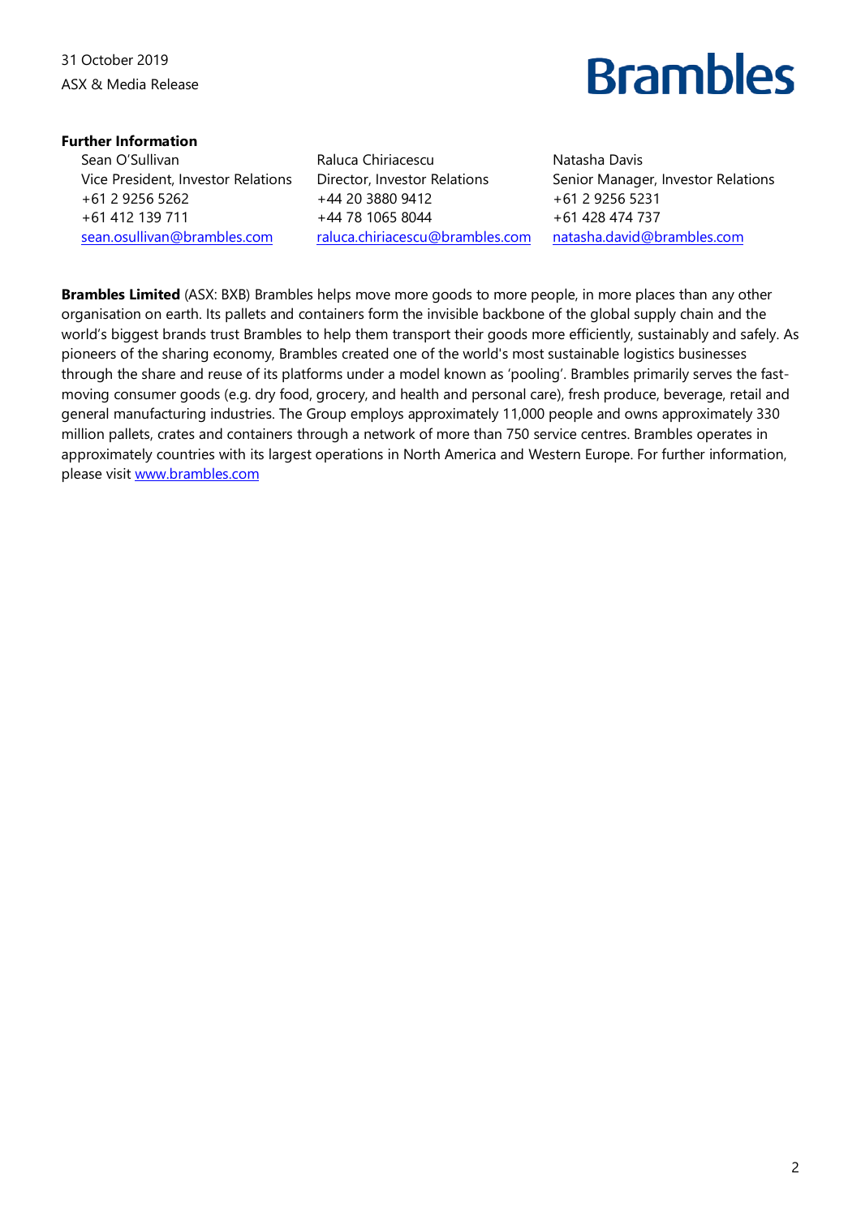31 October 2019

ASX & Media Release

Brambles

**Further Information**

Sean O'Sullivan
Vice President, Investor Relations
+61 2 9256 5262
+61 412 139 711
sean.osullivan@brambles.com

Raluca Chiriacescu
Director, Investor Relations
+44 20 3880 9412
+44 78 1065 8044
raluca.chiriacescu@brambles.com

Natasha Davis
Senior Manager, Investor Relations
+61 2 9256 5231
+61 428 474 737
natasha.david@brambles.com

**Brambles Limited** (ASX: BXB) Brambles helps move more goods to more people, in more places than any other organisation on earth. Its pallets and containers form the invisible backbone of the global supply chain and the world's biggest brands trust Brambles to help them transport their goods more efficiently, sustainably and safely. As pioneers of the sharing economy, Brambles created one of the world's most sustainable logistics businesses through the share and reuse of its platforms under a model known as 'pooling'. Brambles primarily serves the fast-moving consumer goods (e.g. dry food, grocery, and health and personal care), fresh produce, beverage, retail and general manufacturing industries. The Group employs approximately 11,000 people and owns approximately 330 million pallets, crates and containers through a network of more than 750 service centres. Brambles operates in approximately countries with its largest operations in North America and Western Europe. For further information, please visit www.brambles.com